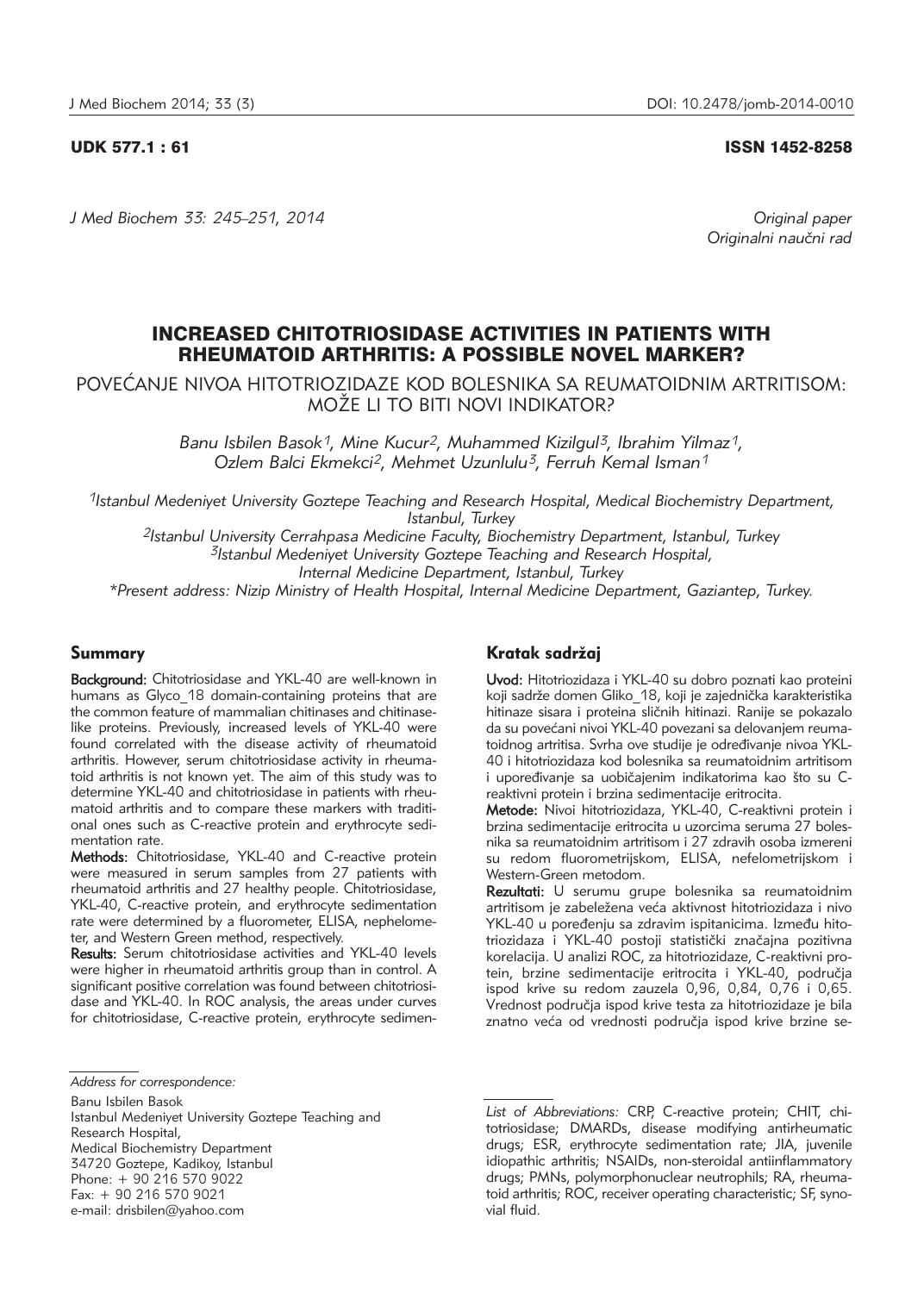UDK 577.1 : 61

ISSN 1452-8258

Original paper
Originalni naučni rad

# INCREASED CHITOTRIOSIDASE ACTIVITIES IN PATIENTS WITH RHEUMATOID ARTHRITIS: A POSSIBLE NOVEL MARKER?

## POVEĆANJE NIVOA HITOTRIOZIDAZE KOD BOLESNIKA SA REUMATOIDNIM ARTRITISOM: MOŽE LI TO BITI NOVI INDIKATOR?

*Banu Isbilen Basok[1], Mine Kucur[2], Muhammed Kizilgul[3], Ibrahim Yilmaz[1], Ozlem Balci Ekmekci[2], Mehmet Uzunlulu[3], Ferruh Kemal Isman[1]*

[1]Istanbul Medeniyet University Goztepe Teaching and Research Hospital, Medical Biochemistry Department, Istanbul, Turkey
[2]Istanbul University Cerrahpasa Medicine Faculty, Biochemistry Department, Istanbul, Turkey
[3]Istanbul Medeniyet University Goztepe Teaching and Research Hospital, Internal Medicine Department, Istanbul, Turkey
*Present address: Nizip Ministry of Health Hospital, Internal Medicine Department, Gaziantep, Turkey.

### Summary

**Background:** Chitotriosidase and YKL-40 are well-known in humans as Glyco_18 domain-containing proteins that are the common feature of mammalian chitinases and chitinase-like proteins. Previously, increased levels of YKL-40 were found correlated with the disease activity of rheumatoid arthritis. However, serum chitotriosidase activity in rheumatoid arthritis is not known yet. The aim of this study was to determine YKL-40 and chitotriosidase in patients with rheumatoid arthritis and to compare these markers with traditional ones such as C-reactive protein and erythrocyte sedimentation rate.

**Methods:** Chitotriosidase, YKL-40 and C-reactive protein were measured in serum samples from 27 patients with rheumatoid arthritis and 27 healthy people. Chitotriosidase, YKL-40, C-reactive protein, and erythrocyte sedimentation rate were determined by a fluorometer, ELISA, nephelometer, and Western Green method, respectively.

**Results:** Serum chitotriosidase activities and YKL-40 levels were higher in rheumatoid arthritis group than in control. A significant positive correlation was found between chitotriosidase and YKL-40. In ROC analysis, the areas under curves for chitotriosidase, C-reactive protein, erythrocyte sedimen-

### Kratak sadržaj

**Uvod:** Hitotriozidaza i YKL-40 su dobro poznati kao proteini koji sadrže domen Gliko_18, koji je zajednička karakteristika hitinaze sisara i proteina sličnih hitinazi. Ranije se pokazalo da su povećani nivoi YKL-40 povezani sa delovanjem reumatoidnog artritisa. Svrha ove studije je određivanje nivoa YKL-40 i hitotriozidaza kod bolesnika sa reumatoidnim artritisom i upoređivanje sa uobičajenim indikatorima kao što su C-reaktivni protein i brzina sedimentacije eritrocita.

**Metode:** Nivoi hitotriozidaza, YKL-40, C-reaktivni protein i brzina sedimentacije eritrocita u uzorcima seruma 27 bolesnika sa reumatoidnim artritisom i 27 zdravih osoba izmereni su redom fluorometrijskom, ELISA, nefelometrijskom i Western-Green metodom.

**Rezultati:** U serumu grupe bolesnika sa reumatoidnim artritisom je zabeležena veća aktivnost hitotriozidaza i nivo YKL-40 u poređenju sa zdravim ispitanicima. Između hitotriozidaza i YKL-40 postoji statistički značajna pozitivna korelacija. U analizi ROC, za hitotriozidaze, C-reaktivni protein, brzine sedimentacije eritrocita i YKL-40, područja ispod krive su redom zauzela 0,96, 0,84, 0,76 i 0,65. Vrednost područja ispod krive testa za hitotriozidaze je bila znatno veća od vrednosti područja ispod krive brzine se-

*Address for correspondence:*

Banu Isbilen Basok
Istanbul Medeniyet University Goztepe Teaching and Research Hospital,
Medical Biochemistry Department
34720 Goztepe, Kadikoy, Istanbul
Phone: + 90 216 570 9022
Fax: + 90 216 570 9021
e-mail: drisbilen@yahoo.com

*List of Abbreviations:* CRP, C-reactive protein; CHIT, chitotriosidase; DMARDs, disease modifying antirheumatic drugs; ESR, erythrocyte sedimentation rate; JIA, juvenile idiopathic arthritis; NSAIDs, non-steroidal antiinflammatory drugs; PMNs, polymorphonuclear neutrophils; RA, rheumatoid arthritis; ROC, receiver operating characteristic; SF, synovial fluid.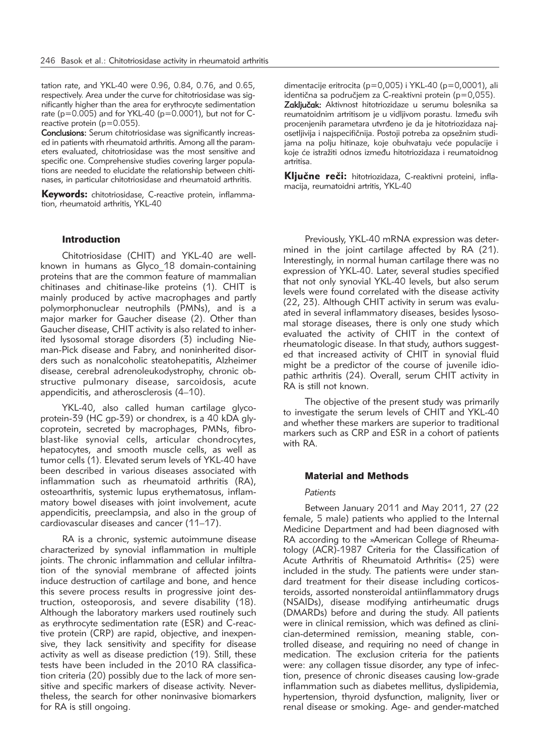tation rate, and YKL-40 were 0.96, 0.84, 0.76, and 0.65, respectively. Area under the curve for chitotriosidase was significantly higher than the area for erythrocyte sedimentation rate (p=0.005) and for YKL-40 (p=0.0001), but not for C-reactive protein (p=0.055).

**Conclusions:** Serum chitotriosidase was significantly increased in patients with rheumatoid arthritis. Among all the parameters evaluated, chitotriosidase was the most sensitive and specific one. Comprehensive studies covering larger populations are needed to elucidate the relationship between chitinases, in particular chitotriosidase and rheumatoid arthritis.

**Keywords:** chitotriosidase, C-reactive protein, inflammation, rheumatoid arthritis, YKL-40

dimentacije eritrocita (p=0,005) i YKL-40 (p=0,0001), ali identična sa područjem za C-reaktivni protein (p=0,055).

**Zaključak:** Aktivnost hitotriozidaze u serumu bolesnika sa reumatoidnim artritisom je u vidljivom porastu. Između svih procenjenih parametara utvrđeno je da je hitotriozidaza najosetljivija i najspecifičnija. Postoji potreba za opsežnim studijama na polju hitinaze, koje obuhvataju veće populacije i koje će istražiti odnos između hitotriozidaza i reumatoidnog artritisa.

**Ključne reči:** hitotriozidaza, C-reaktivni proteini, inflamacija, reumatoidni artritis, YKL-40

## Introduction

Chitotriosidase (CHIT) and YKL-40 are well-known in humans as Glyco_18 domain-containing proteins that are the common feature of mammalian chitinases and chitinase-like proteins (1). CHIT is mainly produced by active macrophages and partly polymorphonuclear neutrophils (PMNs), and is a major marker for Gaucher disease (2). Other than Gaucher disease, CHIT activity is also related to inherited lysosomal storage disorders (3) including Nieman-Pick disease and Fabry, and noninherited disorders such as nonalcoholic steatohepatitis, Alzheimer disease, cerebral adrenoleukodystrophy, chronic obstructive pulmonary disease, sarcoidosis, acute appendicitis, and atherosclerosis (4–10).

YKL-40, also called human cartilage glycoprotein-39 (HC gp-39) or chondrex, is a 40 kDA glycoprotein, secreted by macrophages, PMNs, fibroblast-like synovial cells, articular chondrocytes, hepatocytes, and smooth muscle cells, as well as tumor cells (1). Elevated serum levels of YKL-40 have been described in various diseases associated with inflammation such as rheumatoid arthritis (RA), osteoarthritis, systemic lupus erythematosus, inflammatory bowel diseases with joint involvement, acute appendicitis, preeclampsia, and also in the group of cardiovascular diseases and cancer (11–17).

RA is a chronic, systemic autoimmune disease characterized by synovial inflammation in multiple joints. The chronic inflammation and cellular infiltration of the synovial membrane of affected joints induce destruction of cartilage and bone, and hence this severe process results in progressive joint destruction, osteoporosis, and severe disability (18). Although the laboratory markers used routinely such as erythrocyte sedimentation rate (ESR) and C-reactive protein (CRP) are rapid, objective, and inexpensive, they lack sensitivity and specifity for disease activity as well as disease prediction (19). Still, these tests have been included in the 2010 RA classification criteria (20) possibly due to the lack of more sensitive and specific markers of disease activity. Nevertheless, the search for other noninvasive biomarkers for RA is still ongoing.

Previously, YKL-40 mRNA expression was determined in the joint cartilage affected by RA (21). Interestingly, in normal human cartilage there was no expression of YKL-40. Later, several studies specified that not only synovial YKL-40 levels, but also serum levels were found correlated with the disease activity (22, 23). Although CHIT activity in serum was evaluated in several inflammatory diseases, besides lysosomal storage diseases, there is only one study which evaluated the activity of CHIT in the context of rheumatologic disease. In that study, authors suggested that increased activity of CHIT in synovial fluid might be a predictor of the course of juvenile idiopathic arthritis (24). Overall, serum CHIT activity in RA is still not known.

The objective of the present study was primarily to investigate the serum levels of CHIT and YKL-40 and whether these markers are superior to traditional markers such as CRP and ESR in a cohort of patients with RA.

## Material and Methods

### *Patients*

Between January 2011 and May 2011, 27 (22 female, 5 male) patients who applied to the Internal Medicine Department and had been diagnosed with RA according to the »American College of Rheumatology (ACR)-1987 Criteria for the Classification of Acute Arthritis of Rheumatoid Arthritis« (25) were included in the study. The patients were under standard treatment for their disease including corticosteroids, assorted nonsteroidal antiinflammatory drugs (NSAIDs), disease modifying antirheumatic drugs (DMARDs) before and during the study. All patients were in clinical remission, which was defined as clinician-determined remission, meaning stable, controlled disease, and requiring no need of change in medication. The exclusion criteria for the patients were: any collagen tissue disorder, any type of infection, presence of chronic diseases causing low-grade inflammation such as diabetes mellitus, dyslipidemia, hypertension, thyroid dysfunction, malignity, liver or renal disease or smoking. Age- and gender-matched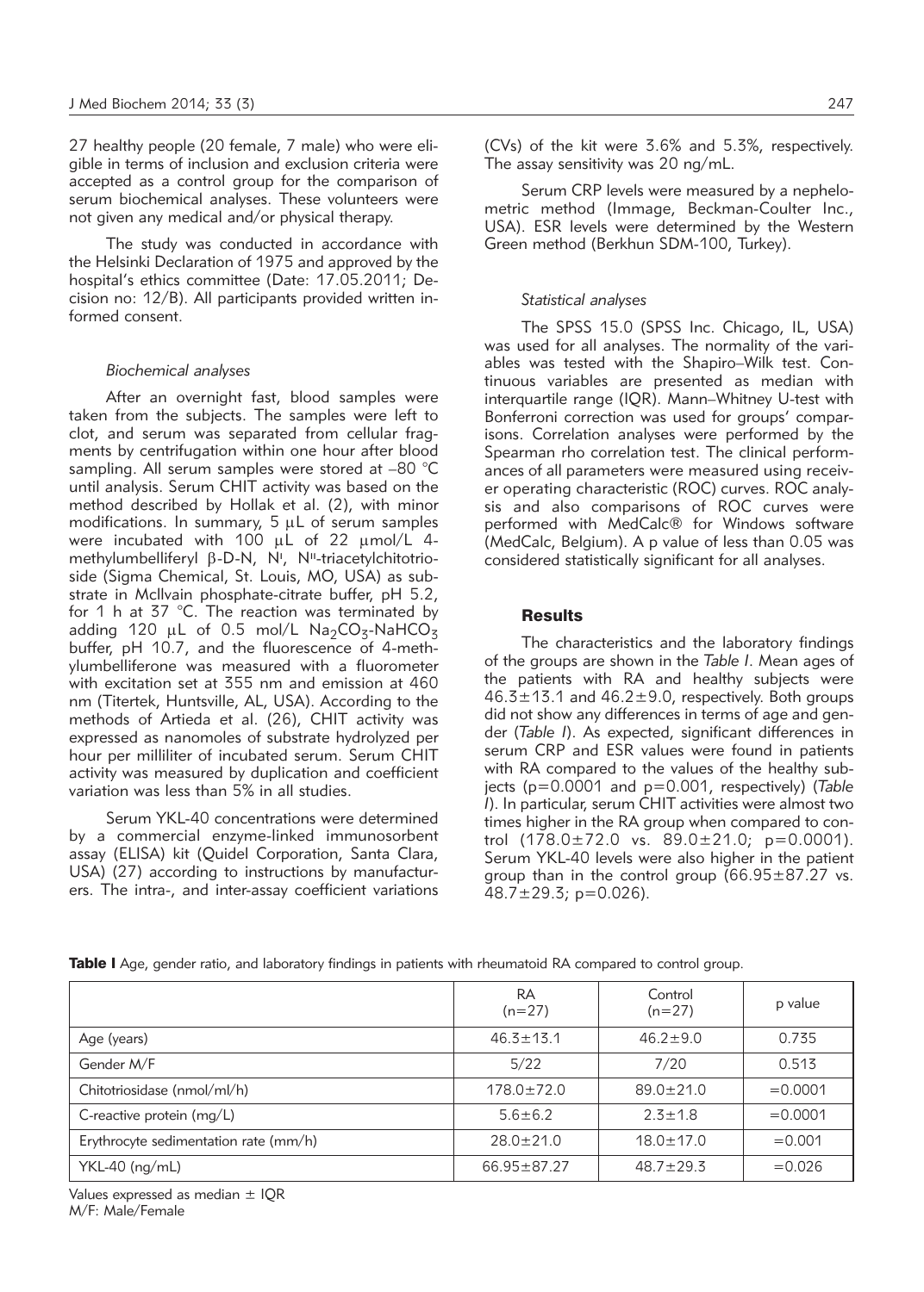27 healthy people (20 female, 7 male) who were eligible in terms of inclusion and exclusion criteria were accepted as a control group for the comparison of serum biochemical analyses. These volunteers were not given any medical and/or physical therapy.

The study was conducted in accordance with the Helsinki Declaration of 1975 and approved by the hospital's ethics committee (Date: 17.05.2011; Decision no: 12/B). All participants provided written informed consent.

### *Biochemical analyses*

After an overnight fast, blood samples were taken from the subjects. The samples were left to clot, and serum was separated from cellular fragments by centrifugation within one hour after blood sampling. All serum samples were stored at –80 °C until analysis. Serum CHIT activity was based on the method described by Hollak et al. (2), with minor modifications. In summary, 5 μL of serum samples were incubated with 100 μL of 22 μmol/L 4-methylumbelliferyl β-D-N, N', N''-triacetylchitotrioside (Sigma Chemical, St. Louis, MO, USA) as substrate in McIlvain phosphate-citrate buffer, pH 5.2, for 1 h at 37 °C. The reaction was terminated by adding 120 μL of 0.5 mol/L $Na_2CO_3$-$NaHCO_3$ buffer, pH 10.7, and the fluorescence of 4-methylumbelliferone was measured with a fluorometer with excitation set at 355 nm and emission at 460 nm (Titertek, Huntsville, AL, USA). According to the methods of Artieda et al. (26), CHIT activity was expressed as nanomoles of substrate hydrolyzed per hour per milliliter of incubated serum. Serum CHIT activity was measured by duplication and coefficient variation was less than 5% in all studies.

Serum YKL-40 concentrations were determined by a commercial enzyme-linked immunosorbent assay (ELISA) kit (Quidel Corporation, Santa Clara, USA) (27) according to instructions by manufacturers. The intra-, and inter-assay coefficient variations (CVs) of the kit were 3.6% and 5.3%, respectively. The assay sensitivity was 20 ng/mL.

Serum CRP levels were measured by a nephelometric method (Immage, Beckman-Coulter Inc., USA). ESR levels were determined by the Western Green method (Berkhun SDM-100, Turkey).

### *Statistical analyses*

The SPSS 15.0 (SPSS Inc. Chicago, IL, USA) was used for all analyses. The normality of the variables was tested with the Shapiro–Wilk test. Continuous variables are presented as median with interquartile range (IQR). Mann–Whitney U-test with Bonferroni correction was used for groups' comparisons. Correlation analyses were performed by the Spearman rho correlation test. The clinical performances of all parameters were measured using receiver operating characteristic (ROC) curves. ROC analysis and also comparisons of ROC curves were performed with MedCalc® for Windows software (MedCalc, Belgium). A p value of less than 0.05 was considered statistically significant for all analyses.

## Results

The characteristics and the laboratory findings of the groups are shown in the *Table I*. Mean ages of the patients with RA and healthy subjects were 46.3±13.1 and 46.2±9.0, respectively. Both groups did not show any differences in terms of age and gender (*Table I*). As expected, significant differences in serum CRP and ESR values were found in patients with RA compared to the values of the healthy subjects (p=0.0001 and p=0.001, respectively) (*Table I*). In particular, serum CHIT activities were almost two times higher in the RA group when compared to control (178.0±72.0 vs. 89.0±21.0; p=0.0001). Serum YKL-40 levels were also higher in the patient group than in the control group (66.95±87.27 vs. 48.7±29.3; p=0.026).

**Table I** Age, gender ratio, and laboratory findings in patients with rheumatoid RA compared to control group.

| | RA (n=27) | Control (n=27) | p value |
|---|---|---|---|
| Age (years) | 46.3±13.1 | 46.2±9.0 | 0.735 |
| Gender M/F | 5/22 | 7/20 | 0.513 |
| Chitotriosidase (nmol/ml/h) | 178.0±72.0 | 89.0±21.0 | =0.0001 |
| C-reactive protein (mg/L) | 5.6±6.2 | 2.3±1.8 | =0.0001 |
| Erythrocyte sedimentation rate (mm/h) | 28.0±21.0 | 18.0±17.0 | =0.001 |
| YKL-40 (ng/mL) | 66.95±87.27 | 48.7±29.3 | =0.026 |

Values expressed as median ± IQR
M/F: Male/Female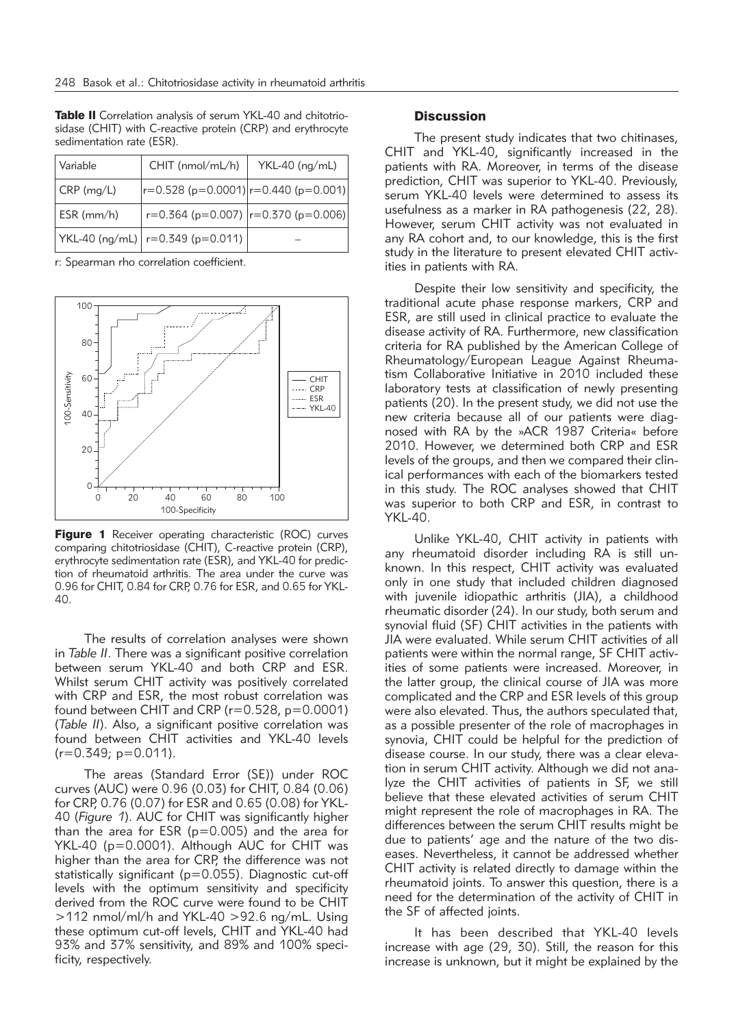**Table II** Correlation analysis of serum YKL-40 and chitotriosidase (CHIT) with C-reactive protein (CRP) and erythrocyte sedimentation rate (ESR).

| Variable | CHIT (nmol/mL/h) | YKL-40 (ng/mL) |
|---|---|---|
| CRP (mg/L) | r=0.528 (p=0.0001) | r=0.440 (p=0.001) |
| ESR (mm/h) | r=0.364 (p=0.007) | r=0.370 (p=0.006) |
| YKL-40 (ng/mL) | r=0.349 (p=0.011) | – |

r: Spearman rho correlation coefficient.

**Figure 1** Receiver operating characteristic (ROC) curves comparing chitotriosidase (CHIT), C-reactive protein (CRP), erythrocyte sedimentation rate (ESR), and YKL-40 for prediction of rheumatoid arthritis. The area under the curve was 0.96 for CHIT, 0.84 for CRP, 0.76 for ESR, and 0.65 for YKL-40.

The results of correlation analyses were shown in *Table II*. There was a significant positive correlation between serum YKL-40 and both CRP and ESR. Whilst serum CHIT activity was positively correlated with CRP and ESR, the most robust correlation was found between CHIT and CRP (r=0.528, p=0.0001) (*Table II*). Also, a significant positive correlation was found between CHIT activities and YKL-40 levels (r=0.349; p=0.011).

The areas (Standard Error (SE)) under ROC curves (AUC) were 0.96 (0.03) for CHIT, 0.84 (0.06) for CRP, 0.76 (0.07) for ESR and 0.65 (0.08) for YKL-40 (*Figure 1*). AUC for CHIT was significantly higher than the area for ESR (p=0.005) and the area for YKL-40 (p=0.0001). Although AUC for CHIT was higher than the area for CRP, the difference was not statistically significant (p=0.055). Diagnostic cut-off levels with the optimum sensitivity and specificity derived from the ROC curve were found to be CHIT >112 nmol/ml/h and YKL-40 >92.6 ng/mL. Using these optimum cut-off levels, CHIT and YKL-40 had 93% and 37% sensitivity, and 89% and 100% specificity, respectively.

## Discussion

The present study indicates that two chitinases, CHIT and YKL-40, significantly increased in the patients with RA. Moreover, in terms of the disease prediction, CHIT was superior to YKL-40. Previously, serum YKL-40 levels were determined to assess its usefulness as a marker in RA pathogenesis (22, 28). However, serum CHIT activity was not evaluated in any RA cohort and, to our knowledge, this is the first study in the literature to present elevated CHIT activities in patients with RA.

Despite their low sensitivity and specificity, the traditional acute phase response markers, CRP and ESR, are still used in clinical practice to evaluate the disease activity of RA. Furthermore, new classification criteria for RA published by the American College of Rheumatology/European League Against Rheumatism Collaborative Initiative in 2010 included these laboratory tests at classification of newly presenting patients (20). In the present study, we did not use the new criteria because all of our patients were diagnosed with RA by the »ACR 1987 Criteria« before 2010. However, we determined both CRP and ESR levels of the groups, and then we compared their clinical performances with each of the biomarkers tested in this study. The ROC analyses showed that CHIT was superior to both CRP and ESR, in contrast to YKL-40.

Unlike YKL-40, CHIT activity in patients with any rheumatoid disorder including RA is still unknown. In this respect, CHIT activity was evaluated only in one study that included children diagnosed with juvenile idiopathic arthritis (JIA), a childhood rheumatic disorder (24). In our study, both serum and synovial fluid (SF) CHIT activities in the patients with JIA were evaluated. While serum CHIT activities of all patients were within the normal range, SF CHIT activities of some patients were increased. Moreover, in the latter group, the clinical course of JIA was more complicated and the CRP and ESR levels of this group were also elevated. Thus, the authors speculated that, as a possible presenter of the role of macrophages in synovia, CHIT could be helpful for the prediction of disease course. In our study, there was a clear elevation in serum CHIT activity. Although we did not analyze the CHIT activities of patients in SF, we still believe that these elevated activities of serum CHIT might represent the role of macrophages in RA. The differences between the serum CHIT results might be due to patients' age and the nature of the two diseases. Nevertheless, it cannot be addressed whether CHIT activity is related directly to damage within the rheumatoid joints. To answer this question, there is a need for the determination of the activity of CHIT in the SF of affected joints.

It has been described that YKL-40 levels increase with age (29, 30). Still, the reason for this increase is unknown, but it might be explained by the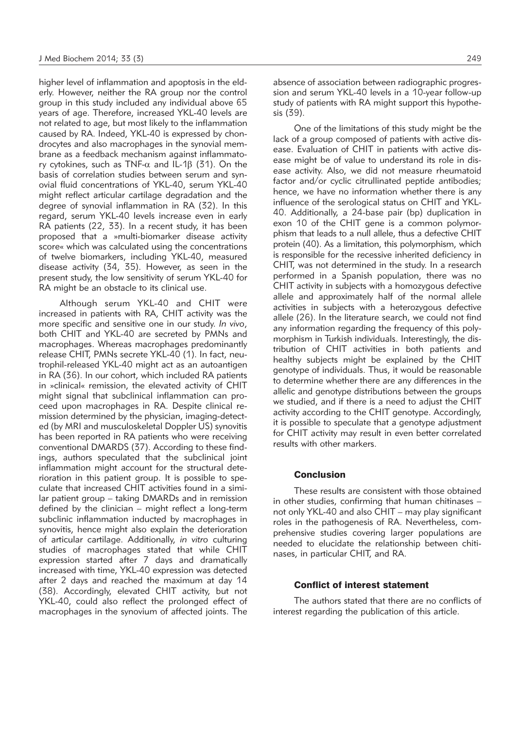higher level of inflammation and apoptosis in the elderly. However, neither the RA group nor the control group in this study included any individual above 65 years of age. Therefore, increased YKL-40 levels are not related to age, but most likely to the inflammation caused by RA. Indeed, YKL-40 is expressed by chondrocytes and also macrophages in the synovial membrane as a feedback mechanism against inflammatory cytokines, such as TNF-$\alpha$ and IL-1$\beta$ (31). On the basis of correlation studies between serum and synovial fluid concentrations of YKL-40, serum YKL-40 might reflect articular cartilage degradation and the degree of synovial inflammation in RA (32). In this regard, serum YKL-40 levels increase even in early RA patients (22, 33). In a recent study, it has been proposed that a »multi-biomarker disease activity score« which was calculated using the concentrations of twelve biomarkers, including YKL-40, measured disease activity (34, 35). However, as seen in the present study, the low sensitivity of serum YKL-40 for RA might be an obstacle to its clinical use.

Although serum YKL-40 and CHIT were increased in patients with RA, CHIT activity was the more specific and sensitive one in our study. *In vivo*, both CHIT and YKL-40 are secreted by PMNs and macrophages. Whereas macrophages predominantly release CHIT, PMNs secrete YKL-40 (1). In fact, neutrophil-released YKL-40 might act as an autoantigen in RA (36). In our cohort, which included RA patients in »clinical« remission, the elevated activity of CHIT might signal that subclinical inflammation can proceed upon macrophages in RA. Despite clinical remission determined by the physician, imaging-detected (by MRI and musculoskeletal Doppler US) synovitis has been reported in RA patients who were receiving conventional DMARDS (37). According to these findings, authors speculated that the subclinical joint inflammation might account for the structural deterioration in this patient group. It is possible to speculate that increased CHIT activities found in a similar patient group – taking DMARDs and in remission defined by the clinician – might reflect a long-term subclinic inflammation inducted by macrophages in synovitis, hence might also explain the deterioration of articular cartilage. Additionally, *in vitro* culturing studies of macrophages stated that while CHIT expression started after 7 days and dramatically increased with time, YKL-40 expression was detected after 2 days and reached the maximum at day 14 (38). Accordingly, elevated CHIT activity, but not YKL-40, could also reflect the prolonged effect of macrophages in the synovium of affected joints. The absence of association between radiographic progression and serum YKL-40 levels in a 10-year follow-up study of patients with RA might support this hypothesis (39).

One of the limitations of this study might be the lack of a group composed of patients with active disease. Evaluation of CHIT in patients with active disease might be of value to understand its role in disease activity. Also, we did not measure rheumatoid factor and/or cyclic citrullinated peptide antibodies; hence, we have no information whether there is any influence of the serological status on CHIT and YKL-40. Additionally, a 24-base pair (bp) duplication in exon 10 of the CHIT gene is a common polymorphism that leads to a null allele, thus a defective CHIT protein (40). As a limitation, this polymorphism, which is responsible for the recessive inherited deficiency in CHIT, was not determined in the study. In a research performed in a Spanish population, there was no CHIT activity in subjects with a homozygous defective allele and approximately half of the normal allele activities in subjects with a heterozygous defective allele (26). In the literature search, we could not find any information regarding the frequency of this polymorphism in Turkish individuals. Interestingly, the distribution of CHIT activities in both patients and healthy subjects might be explained by the CHIT genotype of individuals. Thus, it would be reasonable to determine whether there are any differences in the allelic and genotype distributions between the groups we studied, and if there is a need to adjust the CHIT activity according to the CHIT genotype. Accordingly, it is possible to speculate that a genotype adjustment for CHIT activity may result in even better correlated results with other markers.

## Conclusion

These results are consistent with those obtained in other studies, confirming that human chitinases – not only YKL-40 and also CHIT – may play significant roles in the pathogenesis of RA. Nevertheless, comprehensive studies covering larger populations are needed to elucidate the relationship between chitinases, in particular CHIT, and RA.

## Conflict of interest statement

The authors stated that there are no conflicts of interest regarding the publication of this article.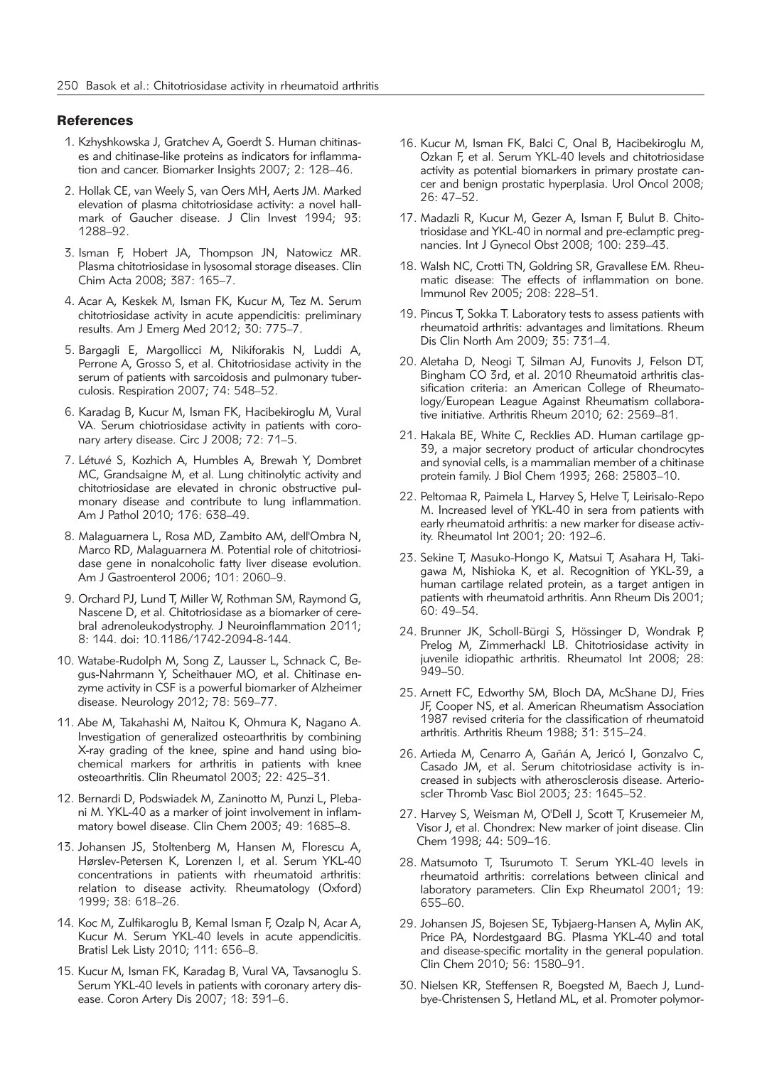## References

1. Kzhyshkowska J, Gratchev A, Goerdt S. Human chitinases and chitinase-like proteins as indicators for inflammation and cancer. Biomarker Insights 2007; 2: 128–46.
2. Hollak CE, van Weely S, van Oers MH, Aerts JM. Marked elevation of plasma chitotriosidase activity: a novel hallmark of Gaucher disease. J Clin Invest 1994; 93: 1288–92.
3. Isman F, Hobert JA, Thompson JN, Natowicz MR. Plasma chitotriosidase in lysosomal storage diseases. Clin Chim Acta 2008; 387: 165–7.
4. Acar A, Keskek M, Isman FK, Kucur M, Tez M. Serum chitotriosidase activity in acute appendicitis: preliminary results. Am J Emerg Med 2012; 30: 775–7.
5. Bargagli E, Margollicci M, Nikiforakis N, Luddi A, Perrone A, Grosso S, et al. Chitotriosidase activity in the serum of patients with sarcoidosis and pulmonary tuberculosis. Respiration 2007; 74: 548–52.
6. Karadag B, Kucur M, Isman FK, Hacibekiroglu M, Vural VA. Serum chiotriosidase activity in patients with coronary artery disease. Circ J 2008; 72: 71–5.
7. Létuvé S, Kozhich A, Humbles A, Brewah Y, Dombret MC, Grandsaigne M, et al. Lung chitinolytic activity and chitotriosidase are elevated in chronic obstructive pulmonary disease and contribute to lung inflammation. Am J Pathol 2010; 176: 638–49.
8. Malaguarnera L, Rosa MD, Zambito AM, dell'Ombra N, Marco RD, Malaguarnera M. Potential role of chitotriosidase gene in nonalcoholic fatty liver disease evolution. Am J Gastroenterol 2006; 101: 2060–9.
9. Orchard PJ, Lund T, Miller W, Rothman SM, Raymond G, Nascene D, et al. Chitotriosidase as a biomarker of cerebral adrenoleukodystrophy. J Neuroinflammation 2011; 8: 144. doi: 10.1186/1742-2094-8-144.
10. Watabe-Rudolph M, Song Z, Lausser L, Schnack C, Begus-Nahrmann Y, Scheithauer MO, et al. Chitinase enzyme activity in CSF is a powerful biomarker of Alzheimer disease. Neurology 2012; 78: 569–77.
11. Abe M, Takahashi M, Naitou K, Ohmura K, Nagano A. Investigation of generalized osteoarthritis by combining X-ray grading of the knee, spine and hand using biochemical markers for arthritis in patients with knee osteoarthritis. Clin Rheumatol 2003; 22: 425–31.
12. Bernardi D, Podswiadek M, Zaninotto M, Punzi L, Plebani M. YKL-40 as a marker of joint involvement in inflammatory bowel disease. Clin Chem 2003; 49: 1685–8.
13. Johansen JS, Stoltenberg M, Hansen M, Florescu A, Hørslev-Petersen K, Lorenzen I, et al. Serum YKL-40 concentrations in patients with rheumatoid arthritis: relation to disease activity. Rheumatology (Oxford) 1999; 38: 618–26.
14. Koc M, Zulfikaroglu B, Kemal Isman F, Ozalp N, Acar A, Kucur M. Serum YKL-40 levels in acute appendicitis. Bratisl Lek Listy 2010; 111: 656–8.
15. Kucur M, Isman FK, Karadag B, Vural VA, Tavsanoglu S. Serum YKL-40 levels in patients with coronary artery disease. Coron Artery Dis 2007; 18: 391–6.
16. Kucur M, Isman FK, Balci C, Onal B, Hacibekiroglu M, Ozkan F, et al. Serum YKL-40 levels and chitotriosidase activity as potential biomarkers in primary prostate cancer and benign prostatic hyperplasia. Urol Oncol 2008; 26: 47–52.
17. Madazli R, Kucur M, Gezer A, Isman F, Bulut B. Chitotriosidase and YKL-40 in normal and pre-eclamptic pregnancies. Int J Gynecol Obst 2008; 100: 239–43.
18. Walsh NC, Crotti TN, Goldring SR, Gravallese EM. Rheumatic disease: The effects of inflammation on bone. Immunol Rev 2005; 208: 228–51.
19. Pincus T, Sokka T. Laboratory tests to assess patients with rheumatoid arthritis: advantages and limitations. Rheum Dis Clin North Am 2009; 35: 731–4.
20. Aletaha D, Neogi T, Silman AJ, Funovits J, Felson DT, Bingham CO 3rd, et al. 2010 Rheumatoid arthritis classification criteria: an American College of Rheumatology/European League Against Rheumatism collaborative initiative. Arthritis Rheum 2010; 62: 2569–81.
21. Hakala BE, White C, Recklies AD. Human cartilage gp-39, a major secretory product of articular chondrocytes and synovial cells, is a mammalian member of a chitinase protein family. J Biol Chem 1993; 268: 25803–10.
22. Peltomaa R, Paimela L, Harvey S, Helve T, Leirisalo-Repo M. Increased level of YKL-40 in sera from patients with early rheumatoid arthritis: a new marker for disease activity. Rheumatol Int 2001; 20: 192–6.
23. Sekine T, Masuko-Hongo K, Matsui T, Asahara H, Takigawa M, Nishioka K, et al. Recognition of YKL-39, a human cartilage related protein, as a target antigen in patients with rheumatoid arthritis. Ann Rheum Dis 2001; 60: 49–54.
24. Brunner JK, Scholl-Bürgi S, Hössinger D, Wondrak P, Prelog M, Zimmerhackl LB. Chitotriosidase activity in juvenile idiopathic arthritis. Rheumatol Int 2008; 28: 949–50.
25. Arnett FC, Edworthy SM, Bloch DA, McShane DJ, Fries JF, Cooper NS, et al. American Rheumatism Association 1987 revised criteria for the classification of rheumatoid arthritis. Arthritis Rheum 1988; 31: 315–24.
26. Artieda M, Cenarro A, Gañán A, Jericó I, Gonzalvo C, Casado JM, et al. Serum chitotriosidase activity is increased in subjects with atherosclerosis disease. Arterioscler Thromb Vasc Biol 2003; 23: 1645–52.
27. Harvey S, Weisman M, O'Dell J, Scott T, Krusemeier M, Visor J, et al. Chondrex: New marker of joint disease. Clin Chem 1998; 44: 509–16.
28. Matsumoto T, Tsurumoto T. Serum YKL-40 levels in rheumatoid arthritis: correlations between clinical and laboratory parameters. Clin Exp Rheumatol 2001; 19: 655–60.
29. Johansen JS, Bojesen SE, Tybjaerg-Hansen A, Mylin AK, Price PA, Nordestgaard BG. Plasma YKL-40 and total and disease-specific mortality in the general population. Clin Chem 2010; 56: 1580–91.
30. Nielsen KR, Steffensen R, Boegsted M, Baech J, Lundbye-Christensen S, Hetland ML, et al. Promoter polymor-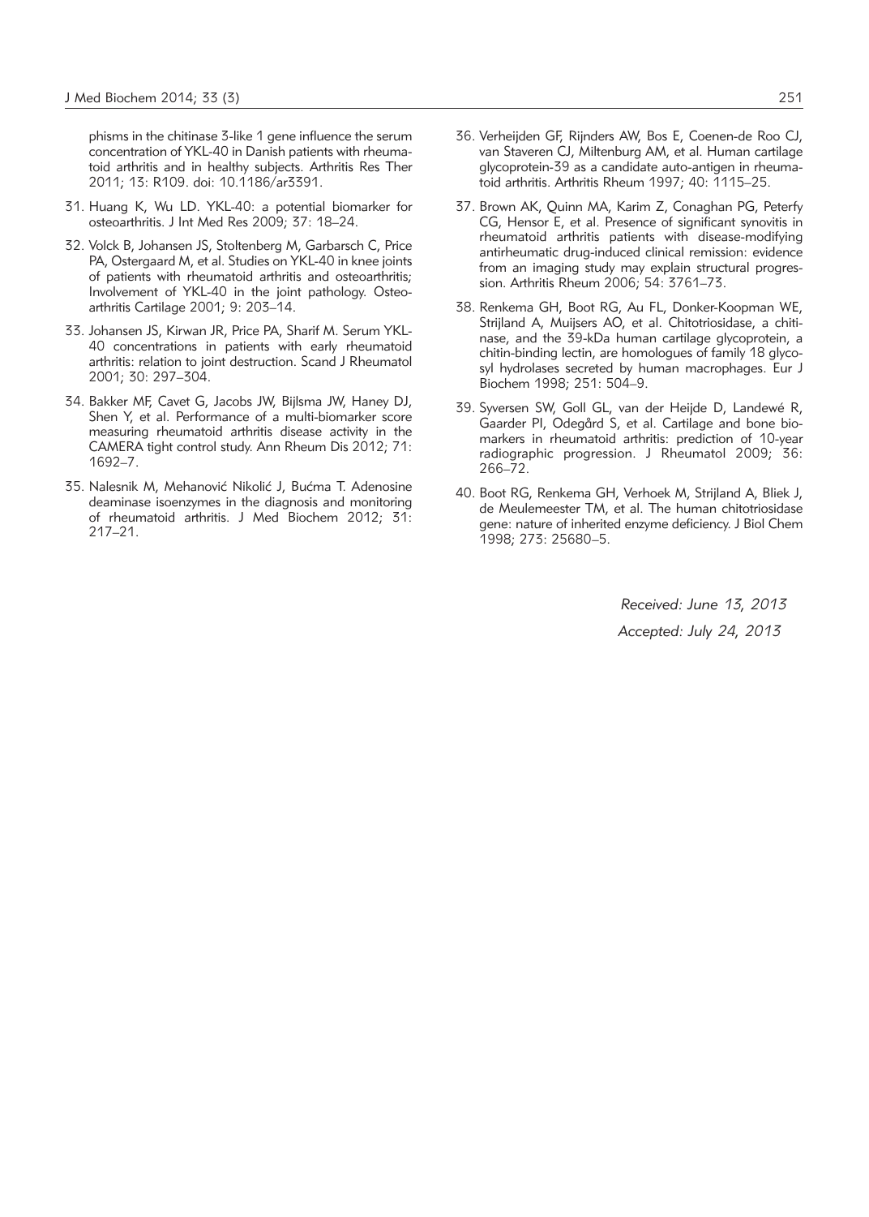phisms in the chitinase 3-like 1 gene influence the serum concentration of YKL-40 in Danish patients with rheumatoid arthritis and in healthy subjects. Arthritis Res Ther 2011; 13: R109. doi: 10.1186/ar3391.

31. Huang K, Wu LD. YKL-40: a potential biomarker for osteoarthritis. J Int Med Res 2009; 37: 18–24.

32. Volck B, Johansen JS, Stoltenberg M, Garbarsch C, Price PA, Ostergaard M, et al. Studies on YKL-40 in knee joints of patients with rheumatoid arthritis and osteoarthritis; Involvement of YKL-40 in the joint pathology. Osteoarthritis Cartilage 2001; 9: 203–14.

33. Johansen JS, Kirwan JR, Price PA, Sharif M. Serum YKL-40 concentrations in patients with early rheumatoid arthritis: relation to joint destruction. Scand J Rheumatol 2001; 30: 297–304.

34. Bakker MF, Cavet G, Jacobs JW, Bijlsma JW, Haney DJ, Shen Y, et al. Performance of a multi-biomarker score measuring rheumatoid arthritis disease activity in the CAMERA tight control study. Ann Rheum Dis 2012; 71: 1692–7.

35. Nalesnik M, Mehanović Nikolić J, Bućma T. Adenosine deaminase isoenzymes in the diagnosis and monitoring of rheumatoid arthritis. J Med Biochem 2012; 31: 217–21.

36. Verheijden GF, Rijnders AW, Bos E, Coenen-de Roo CJ, van Staveren CJ, Miltenburg AM, et al. Human cartilage glycoprotein-39 as a candidate auto-antigen in rheumatoid arthritis. Arthritis Rheum 1997; 40: 1115–25.

37. Brown AK, Quinn MA, Karim Z, Conaghan PG, Peterfy CG, Hensor E, et al. Presence of significant synovitis in rheumatoid arthritis patients with disease-modifying antirheumatic drug-induced clinical remission: evidence from an imaging study may explain structural progression. Arthritis Rheum 2006; 54: 3761–73.

38. Renkema GH, Boot RG, Au FL, Donker-Koopman WE, Strijland A, Muijsers AO, et al. Chitotriosidase, a chitinase, and the 39-kDa human cartilage glycoprotein, a chitin-binding lectin, are homologues of family 18 glycosyl hydrolases secreted by human macrophages. Eur J Biochem 1998; 251: 504–9.

39. Syversen SW, Goll GL, van der Heijde D, Landewé R, Gaarder PI, Odegård S, et al. Cartilage and bone biomarkers in rheumatoid arthritis: prediction of 10-year radiographic progression. J Rheumatol 2009; 36: 266–72.

40. Boot RG, Renkema GH, Verhoek M, Strijland A, Bliek J, de Meulemeester TM, et al. The human chitotriosidase gene: nature of inherited enzyme deficiency. J Biol Chem 1998; 273: 25680–5.

*Received: June 13, 2013*

*Accepted: July 24, 2013*